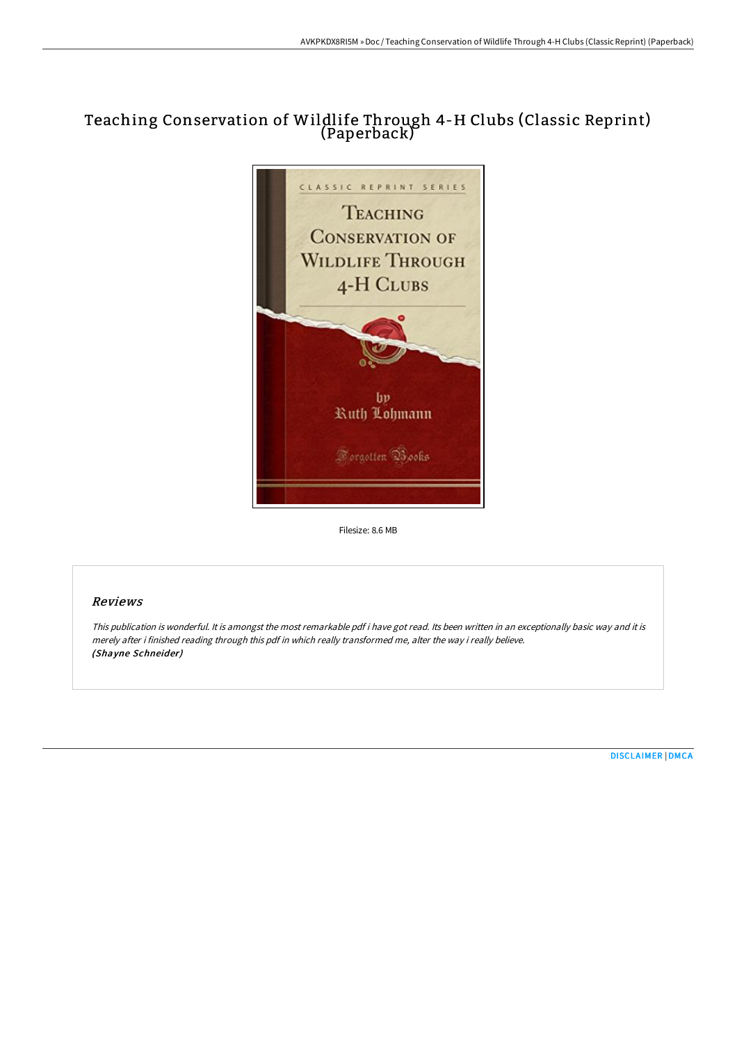# Teaching Conservation of Wildlife Through 4-H Clubs (Classic Reprint) (Paperback)

Filesize: 8.6 MB

## Reviews

*This publication is wonderful. It is amongst the most remarkable pdf i have got read. Its been written in an exceptionally basic way and it is merely after i finished reading through this pdf in which really transformed me, alter the way i really believe.*
***(Shayne Schneider)***

DISCLAIMER | DMCA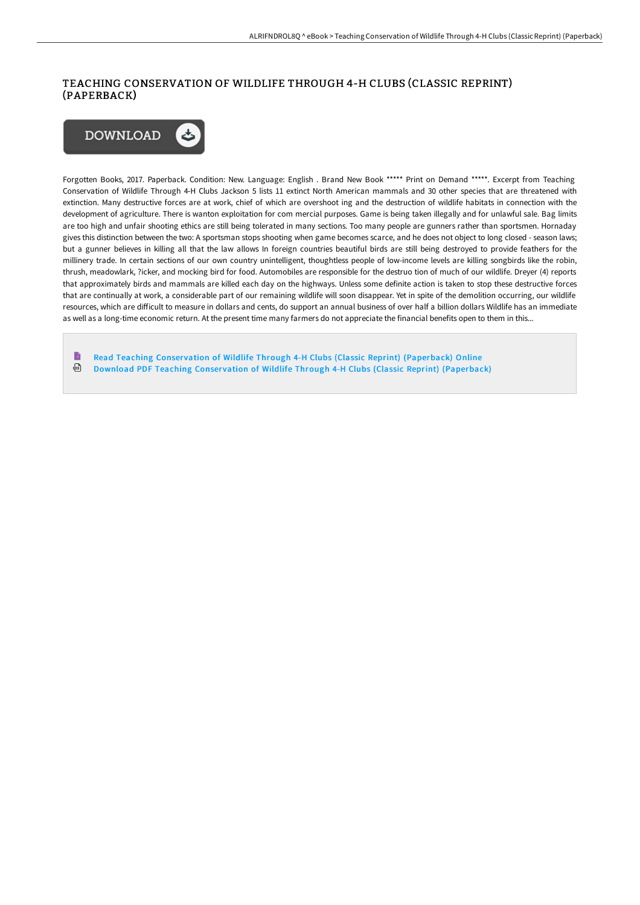# TEACHING CONSERVATION OF WILDLIFE THROUGH 4-H CLUBS (CLASSIC REPRINT) (PAPERBACK)

Forgotten Books, 2017. Paperback. Condition: New. Language: English . Brand New Book ***** Print on Demand *****. Excerpt from Teaching Conservation of Wildlife Through 4-H Clubs Jackson 5 lists 11 extinct North American mammals and 30 other species that are threatened with extinction. Many destructive forces are at work, chief of which are overshoot ing and the destruction of wildlife habitats in connection with the development of agriculture. There is wanton exploitation for com mercial purposes. Game is being taken illegally and for unlawful sale. Bag limits are too high and unfair shooting ethics are still being tolerated in many sections. Too many people are gunners rather than sportsmen. Hornaday gives this distinction between the two: A sportsman stops shooting when game becomes scarce, and he does not object to long closed - season laws; but a gunner believes in killing all that the law allows In foreign countries beautiful birds are still being destroyed to provide feathers for the millinery trade. In certain sections of our own country unintelligent, thoughtless people of low-income levels are killing songbirds like the robin, thrush, meadowlark, ?icker, and mocking bird for food. Automobiles are responsible for the destruo tion of much of our wildlife. Dreyer (4) reports that approximately birds and mammals are killed each day on the highways. Unless some definite action is taken to stop these destructive forces that are continually at work, a considerable part of our remaining wildlife will soon disappear. Yet in spite of the demolition occurring, our wildlife resources, which are difficult to measure in dollars and cents, do support an annual business of over half a billion dollars Wildlife has an immediate as well as a long-time economic return. At the present time many farmers do not appreciate the financial benefits open to them in this...

- Read Teaching Conservation of Wildlife Through 4-H Clubs (Classic Reprint) (Paperback) Online
- Download PDF Teaching Conservation of Wildlife Through 4-H Clubs (Classic Reprint) (Paperback)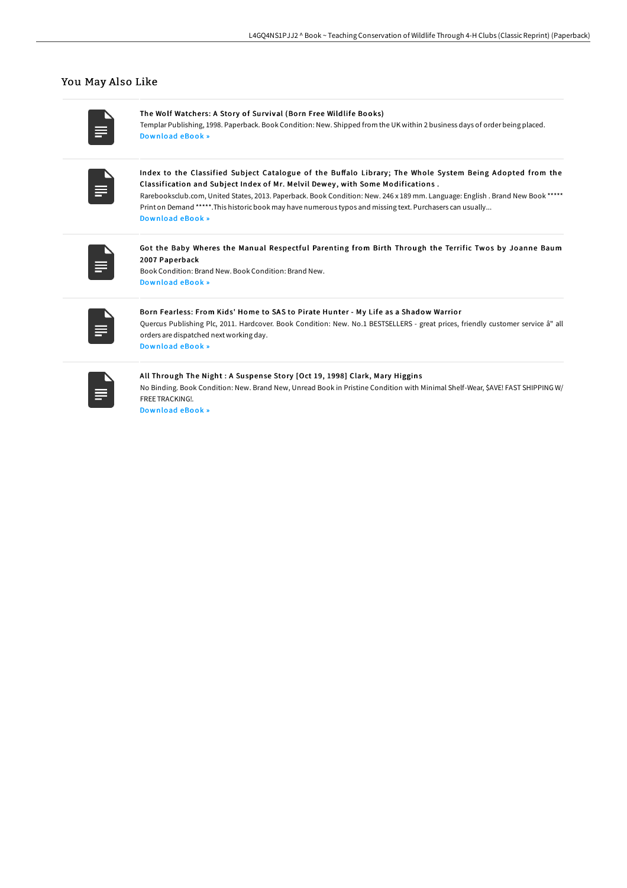## You May Also Like

**The Wolf Watchers: A Story of Survival (Born Free Wildlife Books)**

Templar Publishing, 1998. Paperback. Book Condition: New. Shipped from the UK within 2 business days of order being placed.

Download eBook »

**Index to the Classified Subject Catalogue of the Buffalo Library; The Whole System Being Adopted from the Classification and Subject Index of Mr. Melvil Dewey, with Some Modifications .**

Rarebooksclub.com, United States, 2013. Paperback. Book Condition: New. 246 x 189 mm. Language: English . Brand New Book ***** Print on Demand *****.This historic book may have numerous typos and missing text. Purchasers can usually...

Download eBook »

**Got the Baby Wheres the Manual Respectful Parenting from Birth Through the Terrific Twos by Joanne Baum 2007 Paperback**

Book Condition: Brand New. Book Condition: Brand New.

Download eBook »

**Born Fearless: From Kids' Home to SAS to Pirate Hunter - My Life as a Shadow Warrior**

Quercus Publishing Plc, 2011. Hardcover. Book Condition: New. No.1 BESTSELLERS - great prices, friendly customer service â" all orders are dispatched next working day.

Download eBook »

**All Through The Night : A Suspense Story [Oct 19, 1998] Clark, Mary Higgins**

No Binding. Book Condition: New. Brand New, Unread Book in Pristine Condition with Minimal Shelf-Wear, $AVE! FAST SHIPPING W/ FREE TRACKING!.

Download eBook »